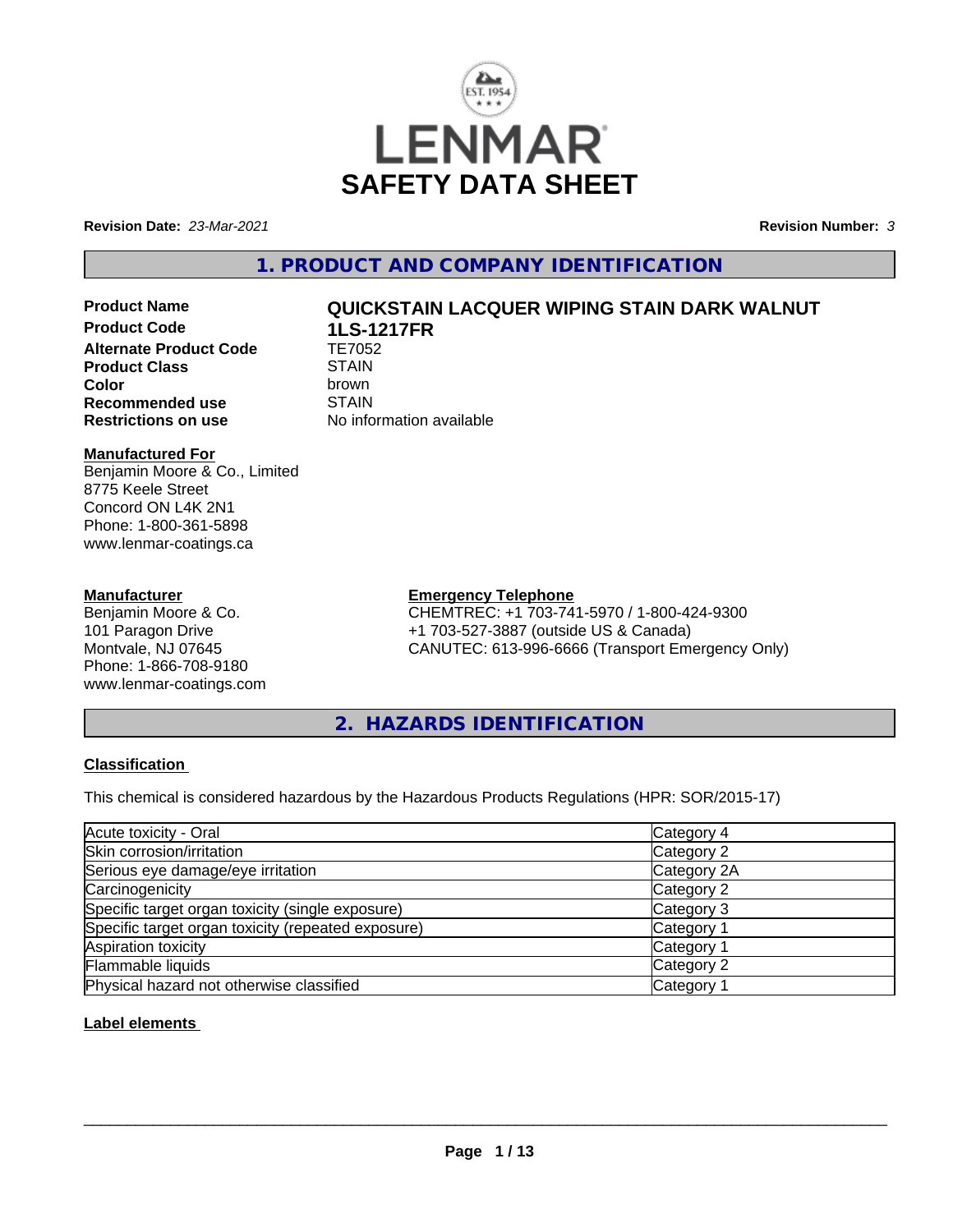# LENMAR SAFETY DATA SHEET

**Revision Date:** *23-Mar-2021* **Revision Number:** *3*

## 1. PRODUCT AND COMPANY IDENTIFICATION

| | |
|---|---|
| **Product Name** | **QUICKSTAIN LACQUER WIPING STAIN DARK WALNUT** |
| **Product Code** | **1LS-1217FR** |
| **Alternate Product Code** | TE7052 |
| **Product Class** | STAIN |
| **Color** | brown |
| **Recommended use** | STAIN |
| **Restrictions on use** | No information available |

**Manufactured For**
Benjamin Moore & Co., Limited
8775 Keele Street
Concord ON L4K 2N1
Phone: 1-800-361-5898
www.lenmar-coatings.ca

**Manufacturer**
Benjamin Moore & Co.
101 Paragon Drive
Montvale, NJ 07645
Phone: 1-866-708-9180
www.lenmar-coatings.com

**Emergency Telephone**
CHEMTREC: +1 703-741-5970 / 1-800-424-9300
+1 703-527-3887 (outside US & Canada)
CANUTEC: 613-996-6666 (Transport Emergency Only)

## 2. HAZARDS IDENTIFICATION

**Classification**

This chemical is considered hazardous by the Hazardous Products Regulations (HPR: SOR/2015-17)

| | |
|---|---|
| Acute toxicity - Oral | Category 4 |
| Skin corrosion/irritation | Category 2 |
| Serious eye damage/eye irritation | Category 2A |
| Carcinogenicity | Category 2 |
| Specific target organ toxicity (single exposure) | Category 3 |
| Specific target organ toxicity (repeated exposure) | Category 1 |
| Aspiration toxicity | Category 1 |
| Flammable liquids | Category 2 |
| Physical hazard not otherwise classified | Category 1 |

**Label elements**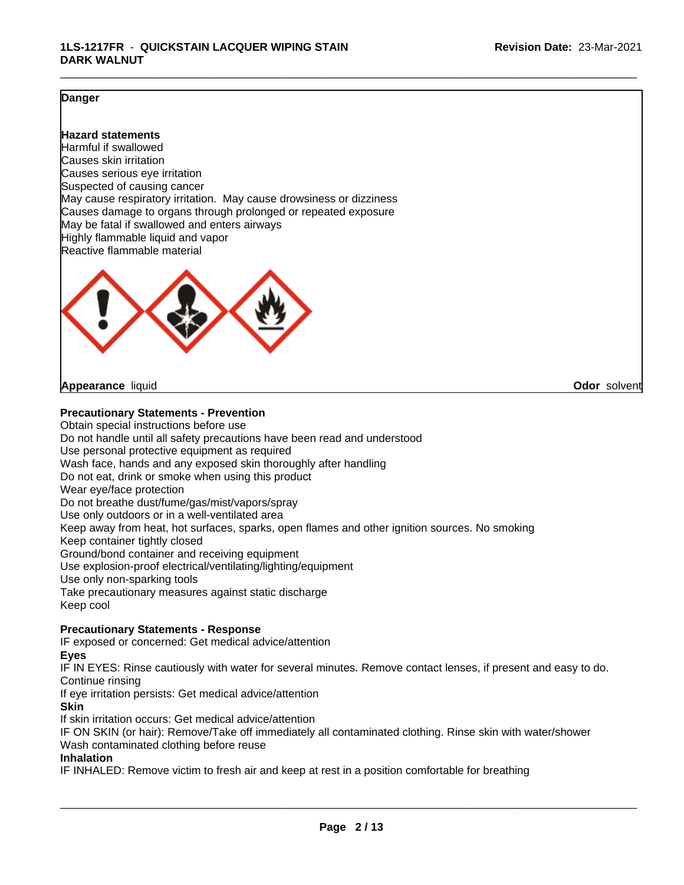**Danger**

**Hazard statements**
Harmful if swallowed
Causes skin irritation
Causes serious eye irritation
Suspected of causing cancer
May cause respiratory irritation. May cause drowsiness or dizziness
Causes damage to organs through prolonged or repeated exposure
May be fatal if swallowed and enters airways
Highly flammable liquid and vapor
Reactive flammable material

**Appearance** liquid **Odor** solvent

**Precautionary Statements - Prevention**
Obtain special instructions before use
Do not handle until all safety precautions have been read and understood
Use personal protective equipment as required
Wash face, hands and any exposed skin thoroughly after handling
Do not eat, drink or smoke when using this product
Wear eye/face protection
Do not breathe dust/fume/gas/mist/vapors/spray
Use only outdoors or in a well-ventilated area
Keep away from heat, hot surfaces, sparks, open flames and other ignition sources. No smoking
Keep container tightly closed
Ground/bond container and receiving equipment
Use explosion-proof electrical/ventilating/lighting/equipment
Use only non-sparking tools
Take precautionary measures against static discharge
Keep cool

**Precautionary Statements - Response**
IF exposed or concerned: Get medical advice/attention
**Eyes**
IF IN EYES: Rinse cautiously with water for several minutes. Remove contact lenses, if present and easy to do. Continue rinsing
If eye irritation persists: Get medical advice/attention
**Skin**
If skin irritation occurs: Get medical advice/attention
IF ON SKIN (or hair): Remove/Take off immediately all contaminated clothing. Rinse skin with water/shower
Wash contaminated clothing before reuse
**Inhalation**
IF INHALED: Remove victim to fresh air and keep at rest in a position comfortable for breathing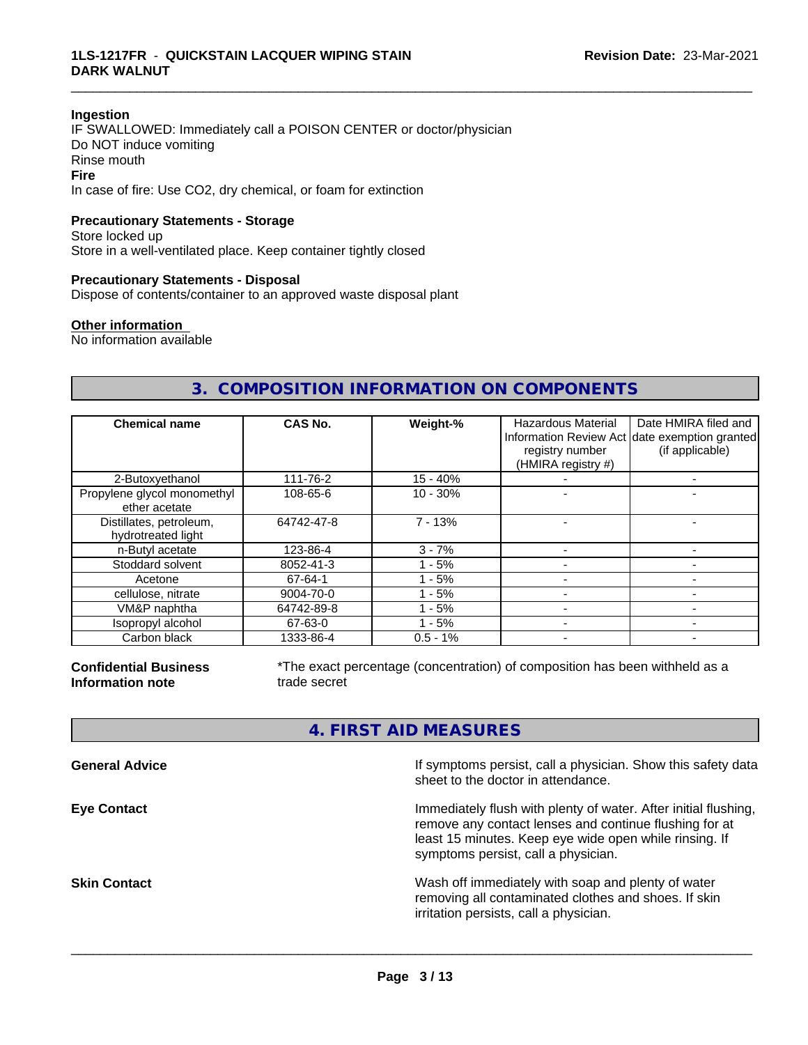**Ingestion**

IF SWALLOWED: Immediately call a POISON CENTER or doctor/physician
Do NOT induce vomiting
Rinse mouth

**Fire**

In case of fire: Use CO2, dry chemical, or foam for extinction

**Precautionary Statements - Storage**

Store locked up
Store in a well-ventilated place. Keep container tightly closed

**Precautionary Statements - Disposal**

Dispose of contents/container to an approved waste disposal plant

**Other information**

No information available

## 3. COMPOSITION INFORMATION ON COMPONENTS

| Chemical name | CAS No. | Weight-% | Hazardous Material Information Review Act registry number (HMIRA registry #) | Date HMIRA filed and date exemption granted (if applicable) |
|---|---|---|---|---|
| 2-Butoxyethanol | 111-76-2 | 15 - 40% | - | - |
| Propylene glycol monomethyl ether acetate | 108-65-6 | 10 - 30% | - | - |
| Distillates, petroleum, hydrotreated light | 64742-47-8 | 7 - 13% | - | - |
| n-Butyl acetate | 123-86-4 | 3 - 7% | - | - |
| Stoddard solvent | 8052-41-3 | 1 - 5% | - | - |
| Acetone | 67-64-1 | 1 - 5% | - | - |
| cellulose, nitrate | 9004-70-0 | 1 - 5% | - | - |
| VM&P naphtha | 64742-89-8 | 1 - 5% | - | - |
| Isopropyl alcohol | 67-63-0 | 1 - 5% | - | - |
| Carbon black | 1333-86-4 | 0.5 - 1% | - | - |

**Confidential Business Information note**

*The exact percentage (concentration) of composition has been withheld as a trade secret

## 4. FIRST AID MEASURES

**General Advice**

If symptoms persist, call a physician. Show this safety data sheet to the doctor in attendance.

**Eye Contact**

Immediately flush with plenty of water. After initial flushing, remove any contact lenses and continue flushing for at least 15 minutes. Keep eye wide open while rinsing. If symptoms persist, call a physician.

**Skin Contact**

Wash off immediately with soap and plenty of water removing all contaminated clothes and shoes. If skin irritation persists, call a physician.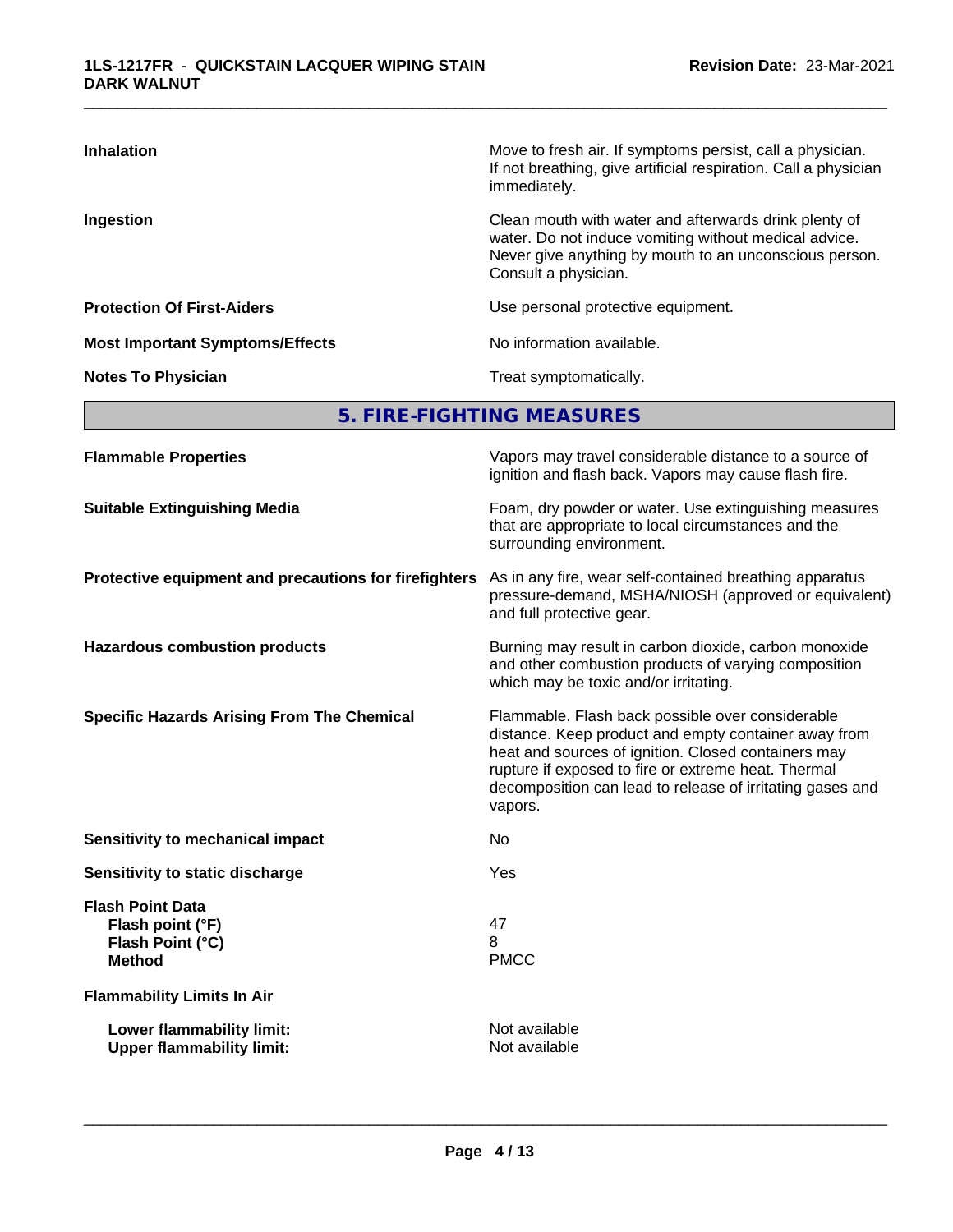| | |
|---|---|
| **Inhalation** | Move to fresh air. If symptoms persist, call a physician. If not breathing, give artificial respiration. Call a physician immediately. |
| **Ingestion** | Clean mouth with water and afterwards drink plenty of water. Do not induce vomiting without medical advice. Never give anything by mouth to an unconscious person. Consult a physician. |
| **Protection Of First-Aiders** | Use personal protective equipment. |
| **Most Important Symptoms/Effects** | No information available. |
| **Notes To Physician** | Treat symptomatically. |

## 5. FIRE-FIGHTING MEASURES

| | |
|---|---|
| **Flammable Properties** | Vapors may travel considerable distance to a source of ignition and flash back. Vapors may cause flash fire. |
| **Suitable Extinguishing Media** | Foam, dry powder or water. Use extinguishing measures that are appropriate to local circumstances and the surrounding environment. |
| **Protective equipment and precautions for firefighters** | As in any fire, wear self-contained breathing apparatus pressure-demand, MSHA/NIOSH (approved or equivalent) and full protective gear. |
| **Hazardous combustion products** | Burning may result in carbon dioxide, carbon monoxide and other combustion products of varying composition which may be toxic and/or irritating. |
| **Specific Hazards Arising From The Chemical** | Flammable. Flash back possible over considerable distance. Keep product and empty container away from heat and sources of ignition. Closed containers may rupture if exposed to fire or extreme heat. Thermal decomposition can lead to release of irritating gases and vapors. |
| **Sensitivity to mechanical impact** | No |
| **Sensitivity to static discharge** | Yes |
| **Flash Point Data** | |
| **Flash point (°F)** | 47 |
| **Flash Point (°C)** | 8 |
| **Method** | PMCC |
| **Flammability Limits In Air** | |
| **Lower flammability limit:** | Not available |
| **Upper flammability limit:** | Not available |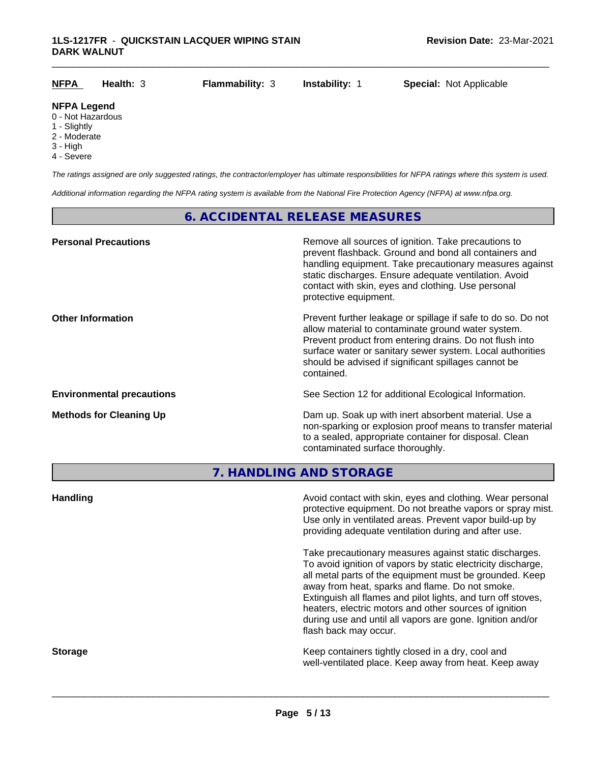| NFPA | Health: 3 | Flammability: 3 | Instability: 1 | Special: Not Applicable |
|---|---|---|---|---|

**NFPA Legend**
0 - Not Hazardous
1 - Slightly
2 - Moderate
3 - High
4 - Severe

*The ratings assigned are only suggested ratings, the contractor/employer has ultimate responsibilities for NFPA ratings where this system is used.*

*Additional information regarding the NFPA rating system is available from the National Fire Protection Agency (NFPA) at www.nfpa.org.*

## 6. ACCIDENTAL RELEASE MEASURES

**Personal Precautions**
Remove all sources of ignition. Take precautions to prevent flashback. Ground and bond all containers and handling equipment. Take precautionary measures against static discharges. Ensure adequate ventilation. Avoid contact with skin, eyes and clothing. Use personal protective equipment.

**Other Information**
Prevent further leakage or spillage if safe to do so. Do not allow material to contaminate ground water system. Prevent product from entering drains. Do not flush into surface water or sanitary sewer system. Local authorities should be advised if significant spillages cannot be contained.

**Environmental precautions**
See Section 12 for additional Ecological Information.

**Methods for Cleaning Up**
Dam up. Soak up with inert absorbent material. Use a non-sparking or explosion proof means to transfer material to a sealed, appropriate container for disposal. Clean contaminated surface thoroughly.

## 7. HANDLING AND STORAGE

**Handling**
Avoid contact with skin, eyes and clothing. Wear personal protective equipment. Do not breathe vapors or spray mist. Use only in ventilated areas. Prevent vapor build-up by providing adequate ventilation during and after use.

Take precautionary measures against static discharges. To avoid ignition of vapors by static electricity discharge, all metal parts of the equipment must be grounded. Keep away from heat, sparks and flame. Do not smoke. Extinguish all flames and pilot lights, and turn off stoves, heaters, electric motors and other sources of ignition during use and until all vapors are gone. Ignition and/or flash back may occur.

**Storage**
Keep containers tightly closed in a dry, cool and well-ventilated place. Keep away from heat. Keep away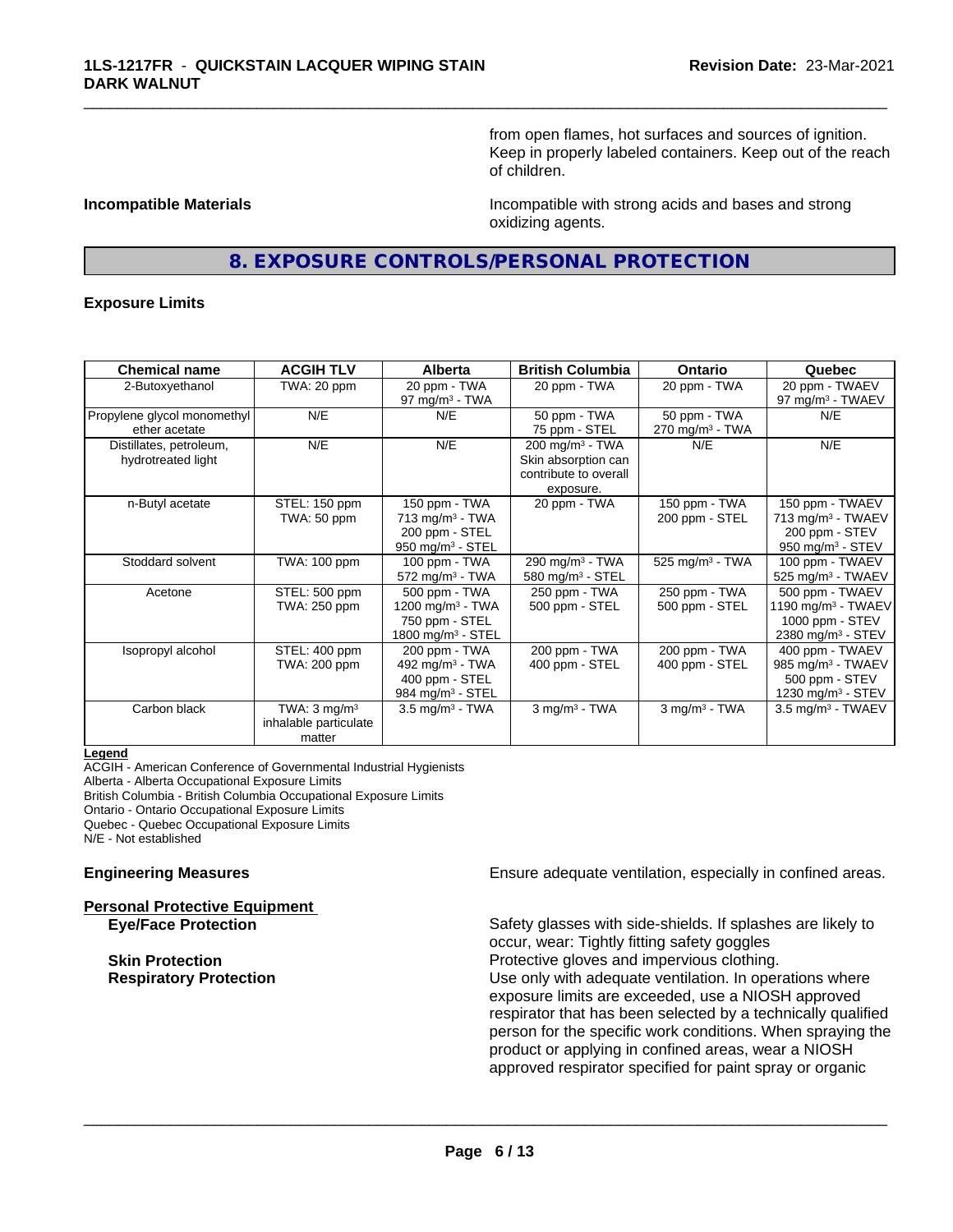from open flames, hot surfaces and sources of ignition. Keep in properly labeled containers. Keep out of the reach of children.

**Incompatible Materials**

Incompatible with strong acids and bases and strong oxidizing agents.

## 8. EXPOSURE CONTROLS/PERSONAL PROTECTION

**Exposure Limits**

| Chemical name | ACGIH TLV | Alberta | British Columbia | Ontario | Quebec |
|---|---|---|---|---|---|
| 2-Butoxyethanol | TWA: 20 ppm | 20 ppm - TWA<br>97 mg/m³ - TWA | 20 ppm - TWA | 20 ppm - TWA | 20 ppm - TWAEV<br>97 mg/m³ - TWAEV |
| Propylene glycol monomethyl ether acetate | N/E | N/E | 50 ppm - TWA<br>75 ppm - STEL | 50 ppm - TWA<br>270 mg/m³ - TWA | N/E |
| Distillates, petroleum, hydrotreated light | N/E | N/E | 200 mg/m³ - TWA<br>Skin absorption can contribute to overall exposure. | N/E | N/E |
| n-Butyl acetate | STEL: 150 ppm<br>TWA: 50 ppm | 150 ppm - TWA<br>713 mg/m³ - TWA<br>200 ppm - STEL<br>950 mg/m³ - STEL | 20 ppm - TWA | 150 ppm - TWA<br>200 ppm - STEL | 150 ppm - TWAEV<br>713 mg/m³ - TWAEV<br>200 ppm - STEV<br>950 mg/m³ - STEV |
| Stoddard solvent | TWA: 100 ppm | 100 ppm - TWA<br>572 mg/m³ - TWA | 290 mg/m³ - TWA<br>580 mg/m³ - STEL | 525 mg/m³ - TWA | 100 ppm - TWAEV<br>525 mg/m³ - TWAEV |
| Acetone | STEL: 500 ppm<br>TWA: 250 ppm | 500 ppm - TWA<br>1200 mg/m³ - TWA<br>750 ppm - STEL<br>1800 mg/m³ - STEL | 250 ppm - TWA<br>500 ppm - STEL | 250 ppm - TWA<br>500 ppm - STEL | 500 ppm - TWAEV<br>1190 mg/m³ - TWAEV<br>1000 ppm - STEV<br>2380 mg/m³ - STEV |
| Isopropyl alcohol | STEL: 400 ppm<br>TWA: 200 ppm | 200 ppm - TWA<br>492 mg/m³ - TWA<br>400 ppm - STEL<br>984 mg/m³ - STEL | 200 ppm - TWA<br>400 ppm - STEL | 200 ppm - TWA<br>400 ppm - STEL | 400 ppm - TWAEV<br>985 mg/m³ - TWAEV<br>500 ppm - STEV<br>1230 mg/m³ - STEV |
| Carbon black | TWA: 3 mg/m³<br>inhalable particulate matter | 3.5 mg/m³ - TWA | 3 mg/m³ - TWA | 3 mg/m³ - TWA | 3.5 mg/m³ - TWAEV |

**Legend**

ACGIH - American Conference of Governmental Industrial Hygienists
Alberta - Alberta Occupational Exposure Limits
British Columbia - British Columbia Occupational Exposure Limits
Ontario - Ontario Occupational Exposure Limits
Quebec - Quebec Occupational Exposure Limits
N/E - Not established

**Engineering Measures**

Ensure adequate ventilation, especially in confined areas.

**Personal Protective Equipment**

**Eye/Face Protection**

Safety glasses with side-shields. If splashes are likely to occur, wear: Tightly fitting safety goggles

**Skin Protection**

Protective gloves and impervious clothing.

**Respiratory Protection**

Use only with adequate ventilation. In operations where exposure limits are exceeded, use a NIOSH approved respirator that has been selected by a technically qualified person for the specific work conditions. When spraying the product or applying in confined areas, wear a NIOSH approved respirator specified for paint spray or organic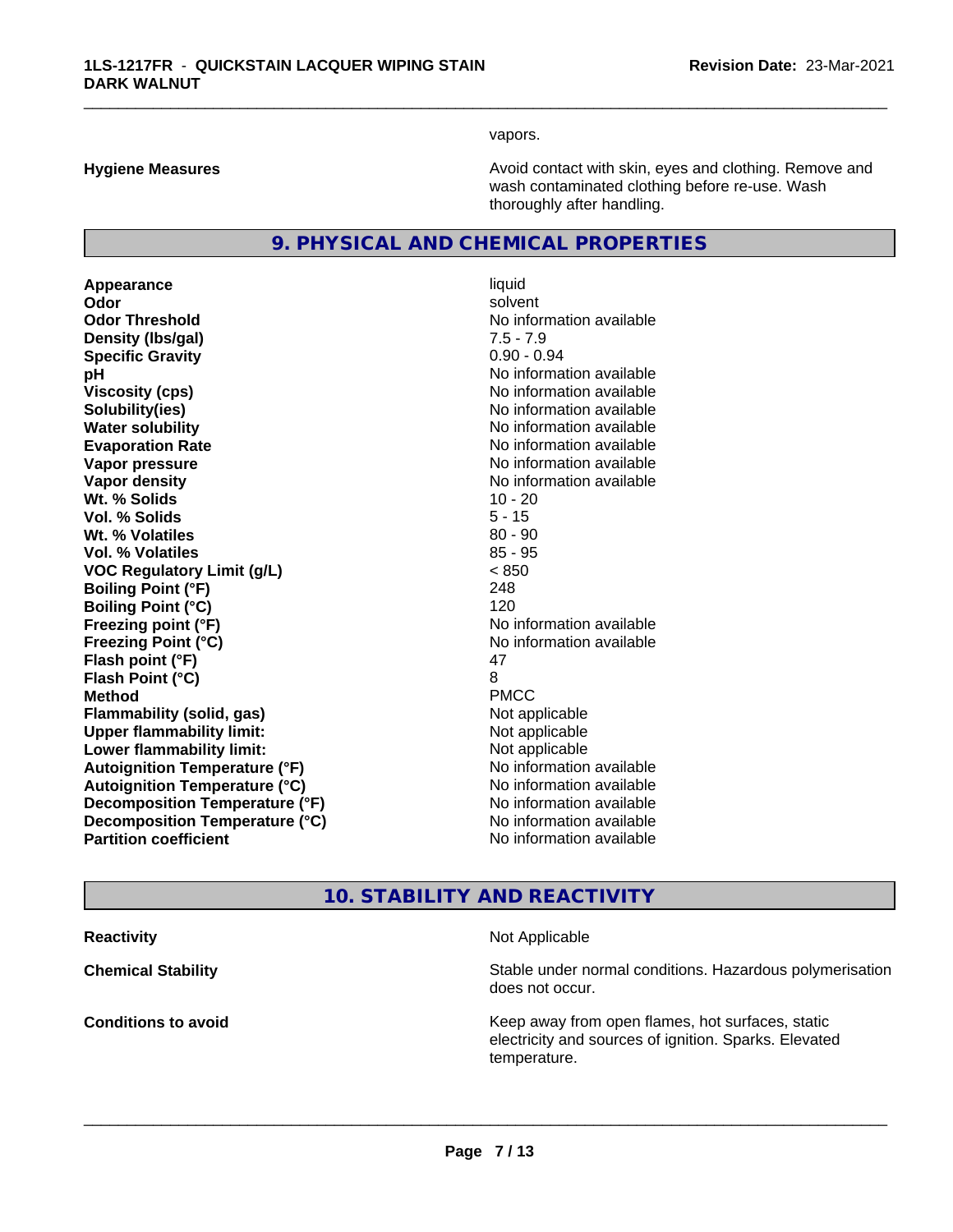vapors.

| | |
|---|---|
| **Hygiene Measures** | Avoid contact with skin, eyes and clothing. Remove and wash contaminated clothing before re-use. Wash thoroughly after handling. |

## 9. PHYSICAL AND CHEMICAL PROPERTIES

| | |
|---|---|
| **Appearance** | liquid |
| **Odor** | solvent |
| **Odor Threshold** | No information available |
| **Density (lbs/gal)** | 7.5 - 7.9 |
| **Specific Gravity** | 0.90 - 0.94 |
| **pH** | No information available |
| **Viscosity (cps)** | No information available |
| **Solubility(ies)** | No information available |
| **Water solubility** | No information available |
| **Evaporation Rate** | No information available |
| **Vapor pressure** | No information available |
| **Vapor density** | No information available |
| **Wt. % Solids** | 10 - 20 |
| **Vol. % Solids** | 5 - 15 |
| **Wt. % Volatiles** | 80 - 90 |
| **Vol. % Volatiles** | 85 - 95 |
| **VOC Regulatory Limit (g/L)** | < 850 |
| **Boiling Point (°F)** | 248 |
| **Boiling Point (°C)** | 120 |
| **Freezing point (°F)** | No information available |
| **Freezing Point (°C)** | No information available |
| **Flash point (°F)** | 47 |
| **Flash Point (°C)** | 8 |
| **Method** | PMCC |
| **Flammability (solid, gas)** | Not applicable |
| **Upper flammability limit:** | Not applicable |
| **Lower flammability limit:** | Not applicable |
| **Autoignition Temperature (°F)** | No information available |
| **Autoignition Temperature (°C)** | No information available |
| **Decomposition Temperature (°F)** | No information available |
| **Decomposition Temperature (°C)** | No information available |
| **Partition coefficient** | No information available |

## 10. STABILITY AND REACTIVITY

| | |
|---|---|
| **Reactivity** | Not Applicable |
| **Chemical Stability** | Stable under normal conditions. Hazardous polymerisation does not occur. |
| **Conditions to avoid** | Keep away from open flames, hot surfaces, static electricity and sources of ignition. Sparks. Elevated temperature. |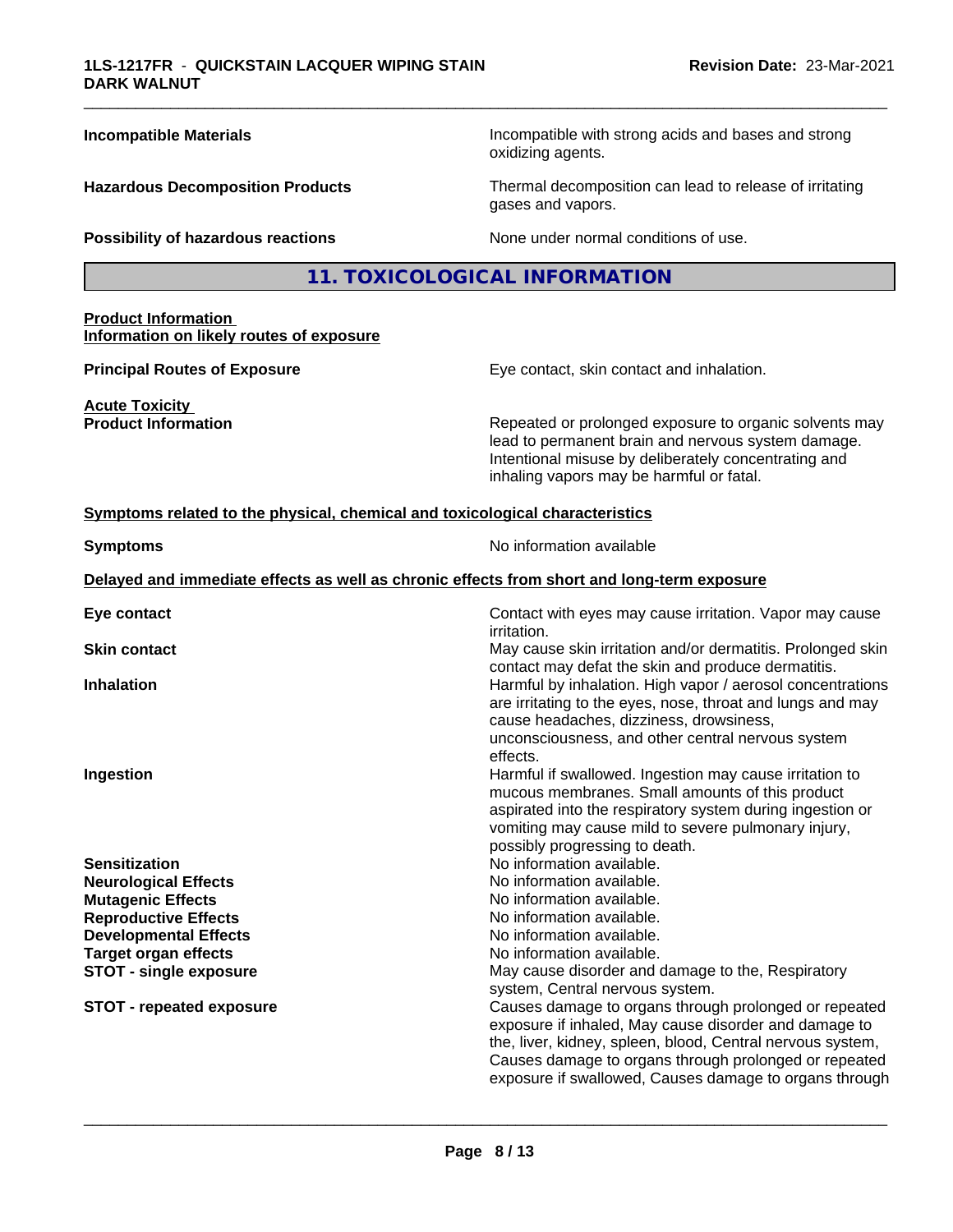| | |
|---|---|
| **Incompatible Materials** | Incompatible with strong acids and bases and strong oxidizing agents. |
| **Hazardous Decomposition Products** | Thermal decomposition can lead to release of irritating gases and vapors. |
| **Possibility of hazardous reactions** | None under normal conditions of use. |

## 11. TOXICOLOGICAL INFORMATION

**Product Information**
**Information on likely routes of exposure**

| | |
|---|---|
| **Principal Routes of Exposure** | Eye contact, skin contact and inhalation. |

**Acute Toxicity**

| | |
|---|---|
| **Product Information** | Repeated or prolonged exposure to organic solvents may lead to permanent brain and nervous system damage. Intentional misuse by deliberately concentrating and inhaling vapors may be harmful or fatal. |

**Symptoms related to the physical, chemical and toxicological characteristics**

| | |
|---|---|
| **Symptoms** | No information available |

**Delayed and immediate effects as well as chronic effects from short and long-term exposure**

| | |
|---|---|
| **Eye contact** | Contact with eyes may cause irritation. Vapor may cause irritation. |
| **Skin contact** | May cause skin irritation and/or dermatitis. Prolonged skin contact may defat the skin and produce dermatitis. |
| **Inhalation** | Harmful by inhalation. High vapor / aerosol concentrations are irritating to the eyes, nose, throat and lungs and may cause headaches, dizziness, drowsiness, unconsciousness, and other central nervous system effects. |
| **Ingestion** | Harmful if swallowed. Ingestion may cause irritation to mucous membranes. Small amounts of this product aspirated into the respiratory system during ingestion or vomiting may cause mild to severe pulmonary injury, possibly progressing to death. |
| **Sensitization** | No information available. |
| **Neurological Effects** | No information available. |
| **Mutagenic Effects** | No information available. |
| **Reproductive Effects** | No information available. |
| **Developmental Effects** | No information available. |
| **Target organ effects** | No information available. |
| **STOT - single exposure** | May cause disorder and damage to the, Respiratory system, Central nervous system. |
| **STOT - repeated exposure** | Causes damage to organs through prolonged or repeated exposure if inhaled, May cause disorder and damage to the, liver, kidney, spleen, blood, Central nervous system, Causes damage to organs through prolonged or repeated exposure if swallowed, Causes damage to organs through |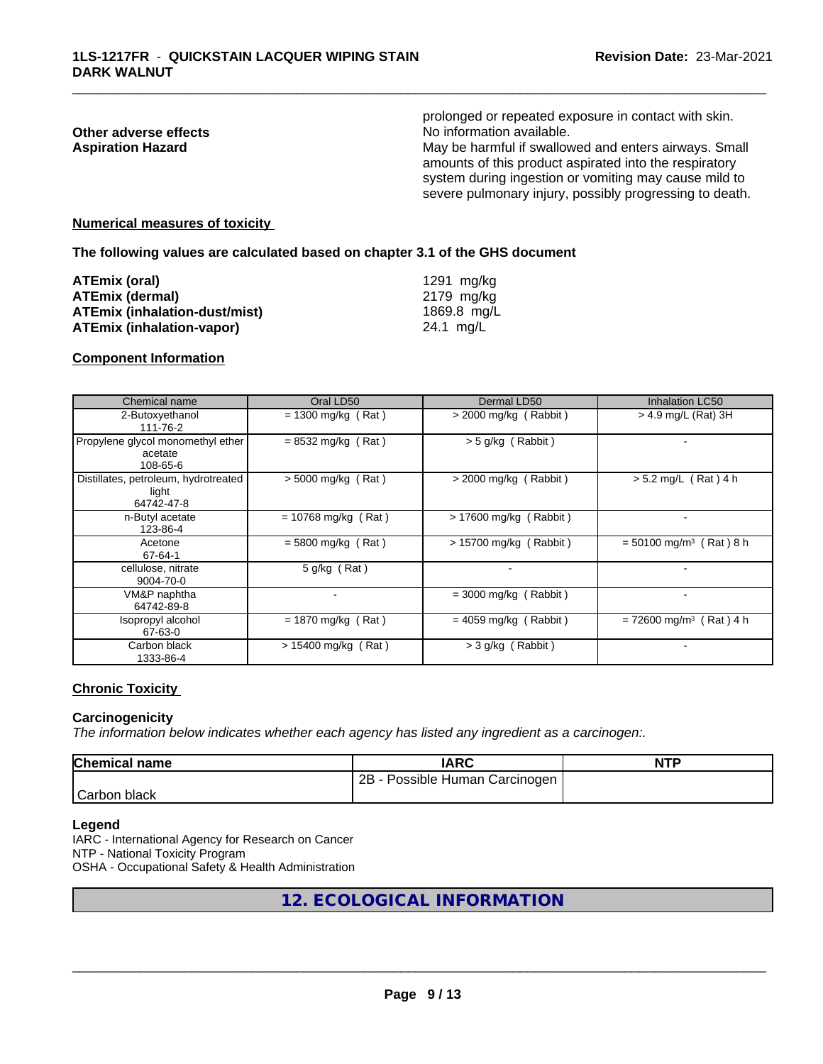prolonged or repeated exposure in contact with skin.

**Other adverse effects** No information available.

**Aspiration Hazard** May be harmful if swallowed and enters airways. Small amounts of this product aspirated into the respiratory system during ingestion or vomiting may cause mild to severe pulmonary injury, possibly progressing to death.

**Numerical measures of toxicity**

**The following values are calculated based on chapter 3.1 of the GHS document**

| | |
|---|---|
| **ATEmix (oral)** | 1291 mg/kg |
| **ATEmix (dermal)** | 2179 mg/kg |
| **ATEmix (inhalation-dust/mist)** | 1869.8 mg/L |
| **ATEmix (inhalation-vapor)** | 24.1 mg/L |

**Component Information**

| Chemical name | Oral LD50 | Dermal LD50 | Inhalation LC50 |
|---|---|---|---|
| 2-Butoxyethanol<br>111-76-2 | = 1300 mg/kg ( Rat ) | > 2000 mg/kg ( Rabbit ) | > 4.9 mg/L (Rat) 3H |
| Propylene glycol monomethyl ether acetate<br>108-65-6 | = 8532 mg/kg ( Rat ) | > 5 g/kg ( Rabbit ) | - |
| Distillates, petroleum, hydrotreated light<br>64742-47-8 | > 5000 mg/kg ( Rat ) | > 2000 mg/kg ( Rabbit ) | > 5.2 mg/L ( Rat ) 4 h |
| n-Butyl acetate<br>123-86-4 | = 10768 mg/kg ( Rat ) | > 17600 mg/kg ( Rabbit ) | - |
| Acetone<br>67-64-1 | = 5800 mg/kg ( Rat ) | > 15700 mg/kg ( Rabbit ) | = 50100 mg/m³ ( Rat ) 8 h |
| cellulose, nitrate<br>9004-70-0 | 5 g/kg ( Rat ) | - | - |
| VM&P naphtha<br>64742-89-8 | - | = 3000 mg/kg ( Rabbit ) | - |
| Isopropyl alcohol<br>67-63-0 | = 1870 mg/kg ( Rat ) | = 4059 mg/kg ( Rabbit ) | = 72600 mg/m³ ( Rat ) 4 h |
| Carbon black<br>1333-86-4 | > 15400 mg/kg ( Rat ) | > 3 g/kg ( Rabbit ) | - |

**Chronic Toxicity**

**Carcinogenicity**

*The information below indicates whether each agency has listed any ingredient as a carcinogen:.*

| Chemical name | IARC | NTP |
|---|---|---|
| Carbon black | 2B - Possible Human Carcinogen | |

**Legend**

IARC - International Agency for Research on Cancer
NTP - National Toxicity Program
OSHA - Occupational Safety & Health Administration

## 12. ECOLOGICAL INFORMATION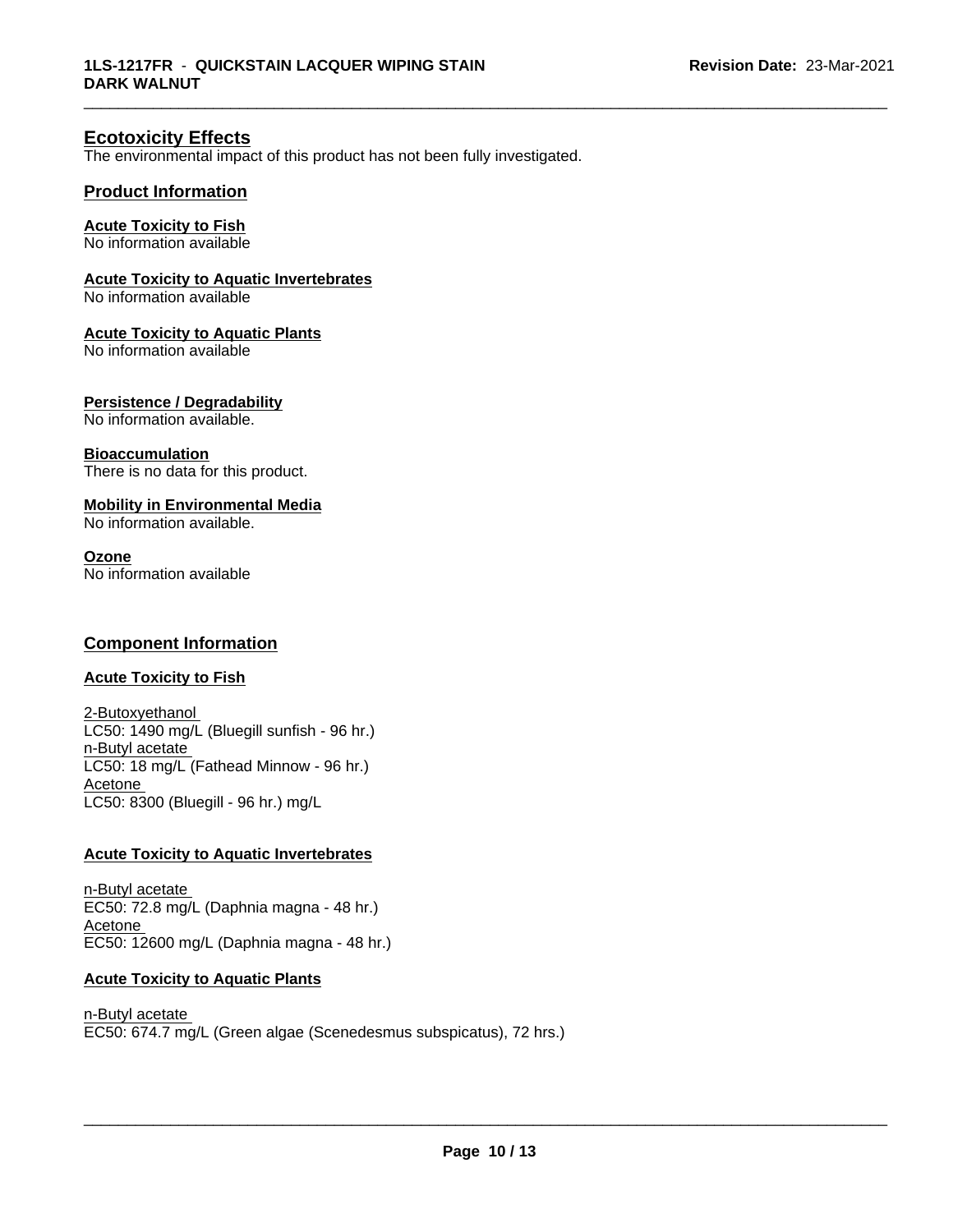## Ecotoxicity Effects

The environmental impact of this product has not been fully investigated.

### Product Information

**Acute Toxicity to Fish**
No information available

**Acute Toxicity to Aquatic Invertebrates**
No information available

**Acute Toxicity to Aquatic Plants**
No information available

**Persistence / Degradability**
No information available.

**Bioaccumulation**
There is no data for this product.

**Mobility in Environmental Media**
No information available.

**Ozone**
No information available

### Component Information

**Acute Toxicity to Fish**

2-Butoxyethanol
LC50: 1490 mg/L (Bluegill sunfish - 96 hr.)
n-Butyl acetate
LC50: 18 mg/L (Fathead Minnow - 96 hr.)
Acetone
LC50: 8300 (Bluegill - 96 hr.) mg/L

**Acute Toxicity to Aquatic Invertebrates**

n-Butyl acetate
EC50: 72.8 mg/L (Daphnia magna - 48 hr.)
Acetone
EC50: 12600 mg/L (Daphnia magna - 48 hr.)

**Acute Toxicity to Aquatic Plants**

n-Butyl acetate
EC50: 674.7 mg/L (Green algae (Scenedesmus subspicatus), 72 hrs.)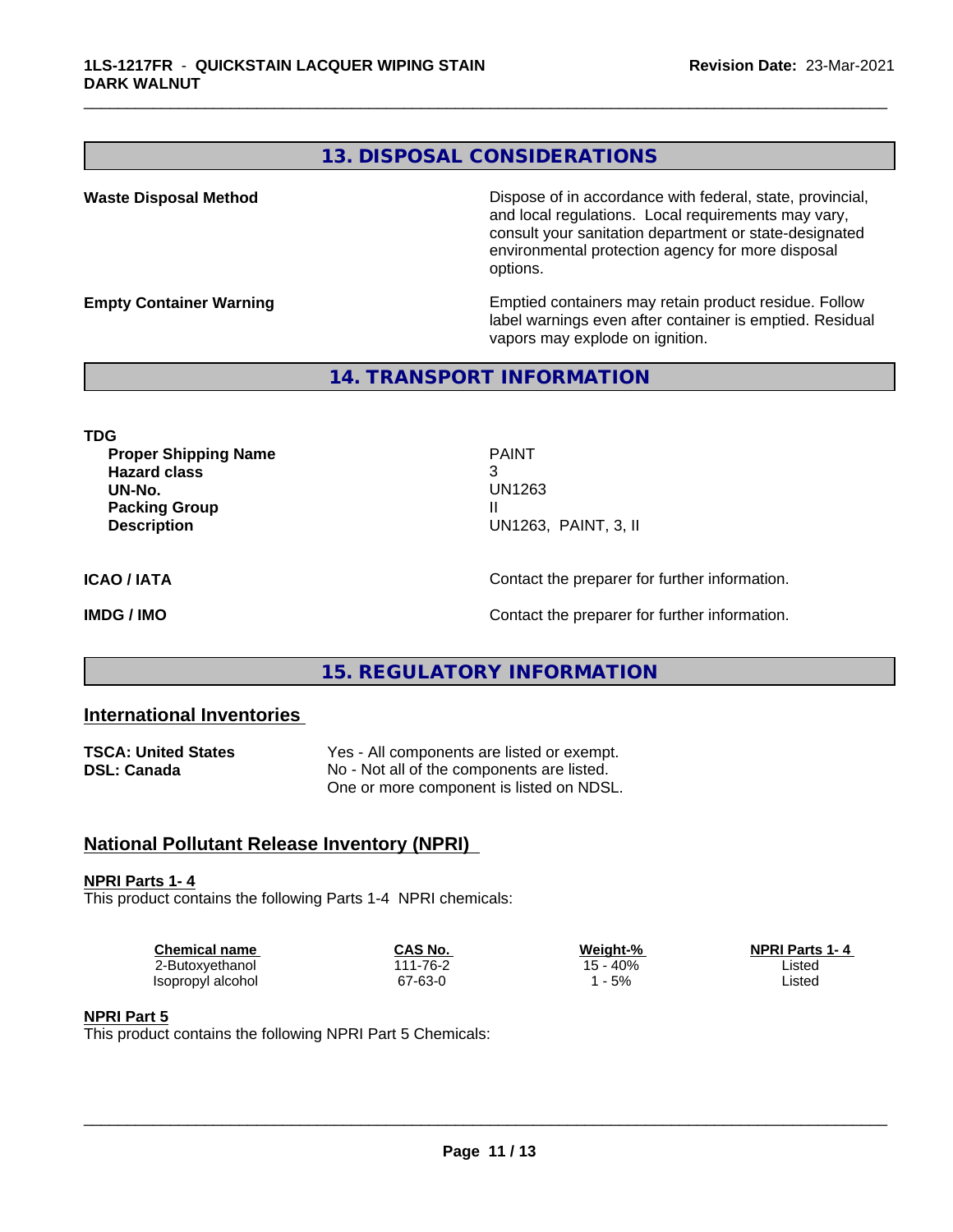## 13. DISPOSAL CONSIDERATIONS

**Waste Disposal Method** Dispose of in accordance with federal, state, provincial, and local regulations. Local requirements may vary, consult your sanitation department or state-designated environmental protection agency for more disposal options.

**Empty Container Warning** Emptied containers may retain product residue. Follow label warnings even after container is emptied. Residual vapors may explode on ignition.

## 14. TRANSPORT INFORMATION

**TDG**

**Proper Shipping Name** PAINT
**Hazard class** 3
**UN-No.** UN1263
**Packing Group** II
**Description** UN1263, PAINT, 3, II

**ICAO / IATA** Contact the preparer for further information.

**IMDG / IMO** Contact the preparer for further information.

## 15. REGULATORY INFORMATION

### International Inventories

**TSCA: United States** Yes - All components are listed or exempt.
**DSL: Canada** No - Not all of the components are listed.
One or more component is listed on NDSL.

### National Pollutant Release Inventory (NPRI)

**NPRI Parts 1- 4**
This product contains the following Parts 1-4 NPRI chemicals:

| Chemical name | CAS No. | Weight-% | NPRI Parts 1- 4 |
|---|---|---|---|
| 2-Butoxyethanol | 111-76-2 | 15 - 40% | Listed |
| Isopropyl alcohol | 67-63-0 | 1 - 5% | Listed |

**NPRI Part 5**
This product contains the following NPRI Part 5 Chemicals: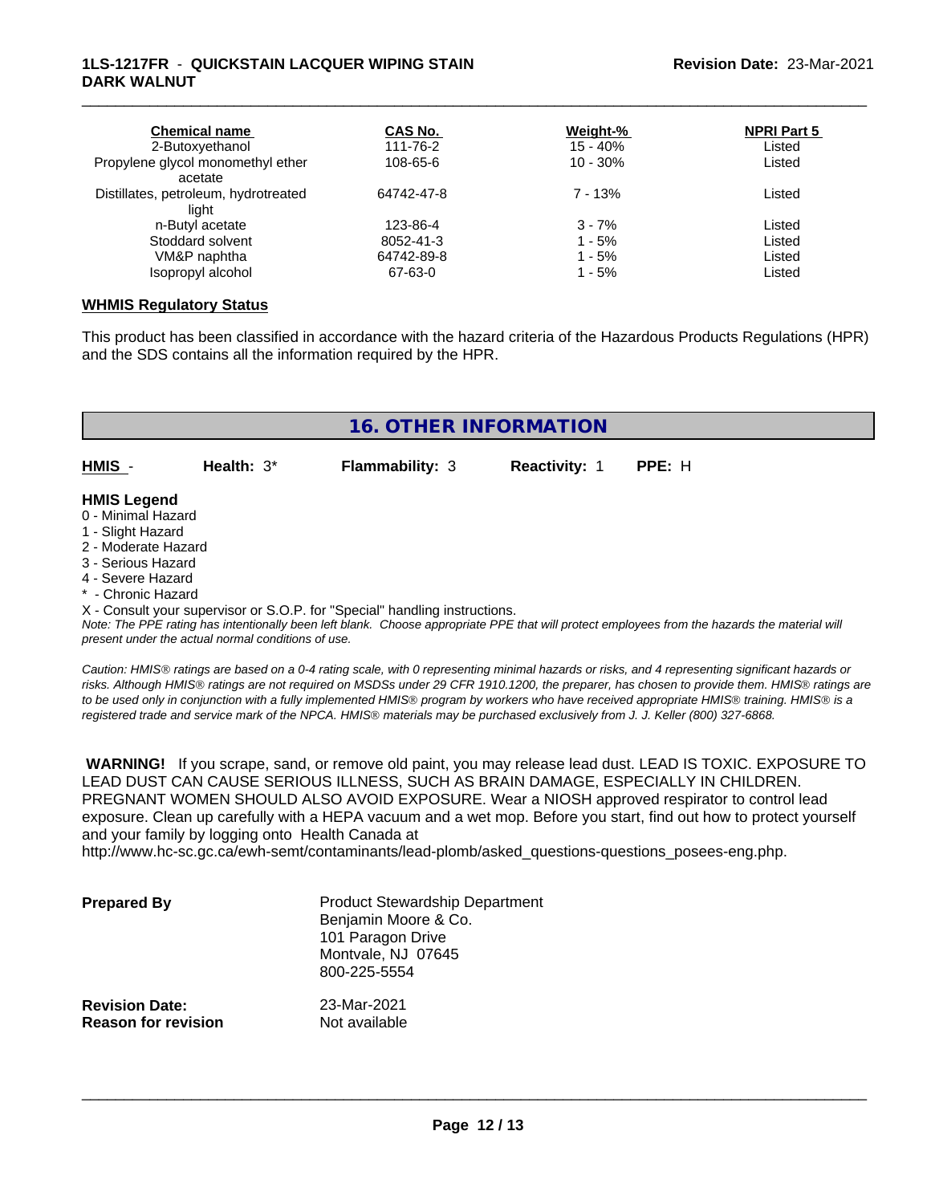| Chemical name | CAS No. | Weight-% | NPRI Part 5 |
|---|---|---|---|
| 2-Butoxyethanol | 111-76-2 | 15 - 40% | Listed |
| Propylene glycol monomethyl ether acetate | 108-65-6 | 10 - 30% | Listed |
| Distillates, petroleum, hydrotreated light | 64742-47-8 | 7 - 13% | Listed |
| n-Butyl acetate | 123-86-4 | 3 - 7% | Listed |
| Stoddard solvent | 8052-41-3 | 1 - 5% | Listed |
| VM&P naphtha | 64742-89-8 | 1 - 5% | Listed |
| Isopropyl alcohol | 67-63-0 | 1 - 5% | Listed |

**WHMIS Regulatory Status**

This product has been classified in accordance with the hazard criteria of the Hazardous Products Regulations (HPR) and the SDS contains all the information required by the HPR.

## 16. OTHER INFORMATION

| HMIS - | Health: 3* | Flammability: 3 | Reactivity: 1 | PPE: H |
|---|---|---|---|---|

**HMIS Legend**

0 - Minimal Hazard
1 - Slight Hazard
2 - Moderate Hazard
3 - Serious Hazard
4 - Severe Hazard
* - Chronic Hazard
X - Consult your supervisor or S.O.P. for "Special" handling instructions.

*Note: The PPE rating has intentionally been left blank. Choose appropriate PPE that will protect employees from the hazards the material will present under the actual normal conditions of use.*

*Caution: HMIS® ratings are based on a 0-4 rating scale, with 0 representing minimal hazards or risks, and 4 representing significant hazards or risks. Although HMIS® ratings are not required on MSDSs under 29 CFR 1910.1200, the preparer, has chosen to provide them. HMIS® ratings are to be used only in conjunction with a fully implemented HMIS® program by workers who have received appropriate HMIS® training. HMIS® is a registered trade and service mark of the NPCA. HMIS® materials may be purchased exclusively from J. J. Keller (800) 327-6868.*

**WARNING!** If you scrape, sand, or remove old paint, you may release lead dust. LEAD IS TOXIC. EXPOSURE TO LEAD DUST CAN CAUSE SERIOUS ILLNESS, SUCH AS BRAIN DAMAGE, ESPECIALLY IN CHILDREN. PREGNANT WOMEN SHOULD ALSO AVOID EXPOSURE. Wear a NIOSH approved respirator to control lead exposure. Clean up carefully with a HEPA vacuum and a wet mop. Before you start, find out how to protect yourself and your family by logging onto Health Canada at http://www.hc-sc.gc.ca/ewh-semt/contaminants/lead-plomb/asked_questions-questions_posees-eng.php.

**Prepared By**
Product Stewardship Department
Benjamin Moore & Co.
101 Paragon Drive
Montvale, NJ 07645
800-225-5554

**Revision Date:** 23-Mar-2021
**Reason for revision** Not available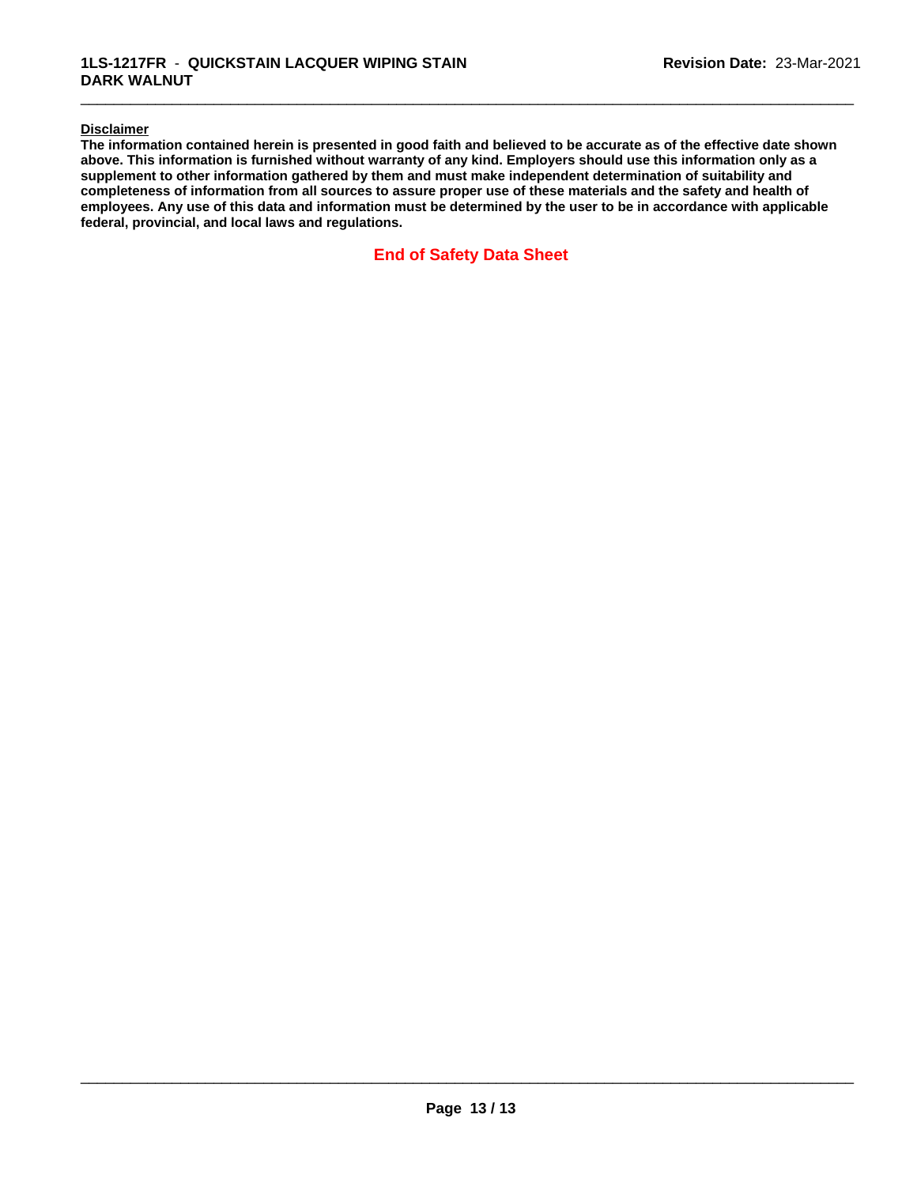**Disclaimer**

**The information contained herein is presented in good faith and believed to be accurate as of the effective date shown above. This information is furnished without warranty of any kind. Employers should use this information only as a supplement to other information gathered by them and must make independent determination of suitability and completeness of information from all sources to assure proper use of these materials and the safety and health of employees. Any use of this data and information must be determined by the user to be in accordance with applicable federal, provincial, and local laws and regulations.**

**End of Safety Data Sheet**